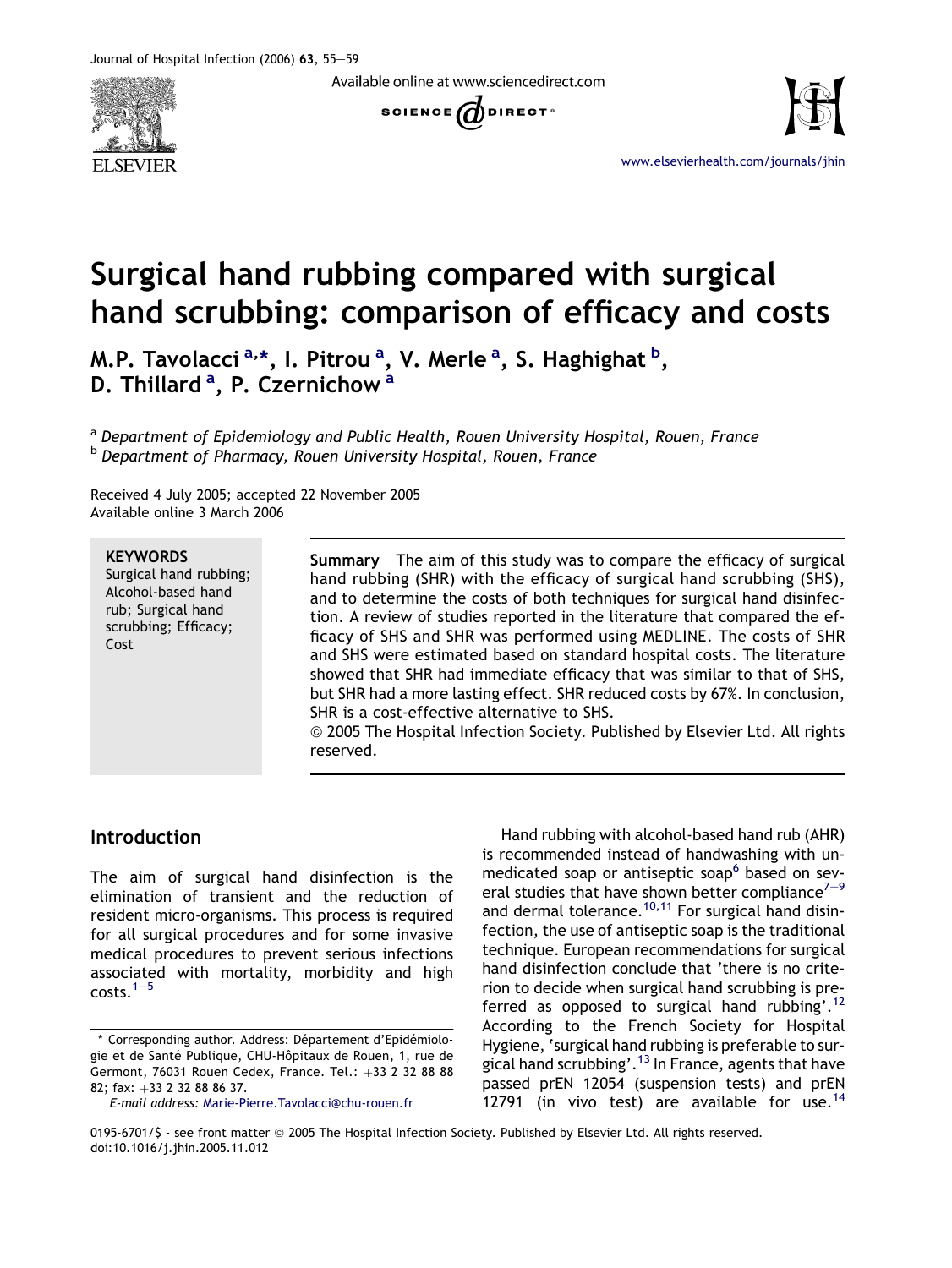# Surgical hand rubbing compared with surgical hand scrubbing: comparison of efficacy and costs

M.P. Tavolacci [a,*], I. Pitrou [a], V. Merle [a], S. Haghighat [b], D. Thillard [a], P. Czernichow [a]

[a] *Department of Epidemiology and Public Health, Rouen University Hospital, Rouen, France*
[b] *Department of Pharmacy, Rouen University Hospital, Rouen, France*

Received 4 July 2005; accepted 22 November 2005
Available online 3 March 2006

**KEYWORDS**
Surgical hand rubbing; Alcohol-based hand rub; Surgical hand scrubbing; Efficacy; Cost

**Summary** The aim of this study was to compare the efficacy of surgical hand rubbing (SHR) with the efficacy of surgical hand scrubbing (SHS), and to determine the costs of both techniques for surgical hand disinfection. A review of studies reported in the literature that compared the efficacy of SHS and SHR was performed using MEDLINE. The costs of SHR and SHS were estimated based on standard hospital costs. The literature showed that SHR had immediate efficacy that was similar to that of SHS, but SHR had a more lasting effect. SHR reduced costs by 67%. In conclusion, SHR is a cost-effective alternative to SHS.
© 2005 The Hospital Infection Society. Published by Elsevier Ltd. All rights reserved.

## Introduction

The aim of surgical hand disinfection is the elimination of transient and the reduction of resident micro-organisms. This process is required for all surgical procedures and for some invasive medical procedures to prevent serious infections associated with mortality, morbidity and high costs.[1–5]

Hand rubbing with alcohol-based hand rub (AHR) is recommended instead of handwashing with unmedicated soap or antiseptic soap[6] based on several studies that have shown better compliance[7–9] and dermal tolerance.[10,11] For surgical hand disinfection, the use of antiseptic soap is the traditional technique. European recommendations for surgical hand disinfection conclude that 'there is no criterion to decide when surgical hand scrubbing is preferred as opposed to surgical hand rubbing'.[12] According to the French Society for Hospital Hygiene, 'surgical hand rubbing is preferable to surgical hand scrubbing'.[13] In France, agents that have passed prEN 12054 (suspension tests) and prEN 12791 (in vivo test) are available for use.[14]

\* Corresponding author. Address: Département d'Epidémiologie et de Santé Publique, CHU-Hôpitaux de Rouen, 1, rue de Germont, 76031 Rouen Cedex, France. Tel.: +33 2 32 88 88 82; fax: +33 2 32 88 86 37.
*E-mail address:* Marie-Pierre.Tavolacci@chu-rouen.fr

0195-6701/$ - see front matter © 2005 The Hospital Infection Society. Published by Elsevier Ltd. All rights reserved.
doi:10.1016/j.jhin.2005.11.012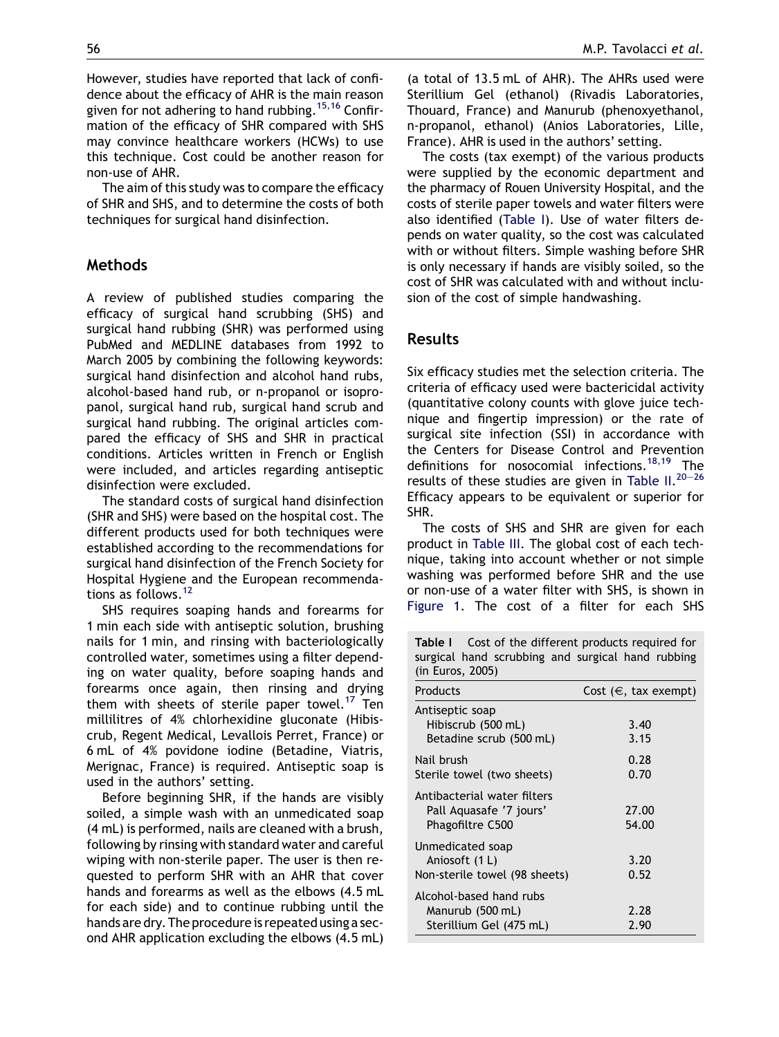However, studies have reported that lack of confidence about the efficacy of AHR is the main reason given for not adhering to hand rubbing.[15,16] Confirmation of the efficacy of SHR compared with SHS may convince healthcare workers (HCWs) to use this technique. Cost could be another reason for non-use of AHR.

The aim of this study was to compare the efficacy of SHR and SHS, and to determine the costs of both techniques for surgical hand disinfection.

## Methods

A review of published studies comparing the efficacy of surgical hand scrubbing (SHS) and surgical hand rubbing (SHR) was performed using PubMed and MEDLINE databases from 1992 to March 2005 by combining the following keywords: surgical hand disinfection and alcohol hand rubs, alcohol-based hand rub, or n-propanol or isopropanol, surgical hand rub, surgical hand scrub and surgical hand rubbing. The original articles compared the efficacy of SHS and SHR in practical conditions. Articles written in French or English were included, and articles regarding antiseptic disinfection were excluded.

The standard costs of surgical hand disinfection (SHR and SHS) were based on the hospital cost. The different products used for both techniques were established according to the recommendations for surgical hand disinfection of the French Society for Hospital Hygiene and the European recommendations as follows.[12]

SHS requires soaping hands and forearms for 1 min each side with antiseptic solution, brushing nails for 1 min, and rinsing with bacteriologically controlled water, sometimes using a filter depending on water quality, before soaping hands and forearms once again, then rinsing and drying them with sheets of sterile paper towel.[17] Ten millilitres of 4% chlorhexidine gluconate (Hibiscrub, Regent Medical, Levallois Perret, France) or 6 mL of 4% povidone iodine (Betadine, Viatris, Merignac, France) is required. Antiseptic soap is used in the authors' setting.

Before beginning SHR, if the hands are visibly soiled, a simple wash with an unmedicated soap (4 mL) is performed, nails are cleaned with a brush, following by rinsing with standard water and careful wiping with non-sterile paper. The user is then requested to perform SHR with an AHR that cover hands and forearms as well as the elbows (4.5 mL for each side) and to continue rubbing until the hands are dry. The procedure is repeated using a second AHR application excluding the elbows (4.5 mL) (a total of 13.5 mL of AHR). The AHRs used were Sterillium Gel (ethanol) (Rivadis Laboratories, Thouard, France) and Manurub (phenoxyethanol, n-propanol, ethanol) (Anios Laboratories, Lille, France). AHR is used in the authors' setting.

The costs (tax exempt) of the various products were supplied by the economic department and the pharmacy of Rouen University Hospital, and the costs of sterile paper towels and water filters were also identified (Table I). Use of water filters depends on water quality, so the cost was calculated with or without filters. Simple washing before SHR is only necessary if hands are visibly soiled, so the cost of SHR was calculated with and without inclusion of the cost of simple handwashing.

## Results

Six efficacy studies met the selection criteria. The criteria of efficacy used were bactericidal activity (quantitative colony counts with glove juice technique and fingertip impression) or the rate of surgical site infection (SSI) in accordance with the Centers for Disease Control and Prevention definitions for nosocomial infections.[18,19] The results of these studies are given in Table II.[20–26] Efficacy appears to be equivalent or superior for SHR.

The costs of SHS and SHR are given for each product in Table III. The global cost of each technique, taking into account whether or not simple washing was performed before SHR and the use or non-use of a water filter with SHS, is shown in Figure 1. The cost of a filter for each SHS

**Table I** Cost of the different products required for surgical hand scrubbing and surgical hand rubbing (in Euros, 2005)

| Products | Cost (€, tax exempt) |
|---|---|
| Antiseptic soap | |
| Hibiscrub (500 mL) | 3.40 |
| Betadine scrub (500 mL) | 3.15 |
| Nail brush | 0.28 |
| Sterile towel (two sheets) | 0.70 |
| Antibacterial water filters | |
| Pall Aquasafe '7 jours' | 27.00 |
| Phagofiltre C500 | 54.00 |
| Unmedicated soap | |
| Aniosoft (1 L) | 3.20 |
| Non-sterile towel (98 sheets) | 0.52 |
| Alcohol-based hand rubs | |
| Manurub (500 mL) | 2.28 |
| Sterillium Gel (475 mL) | 2.90 |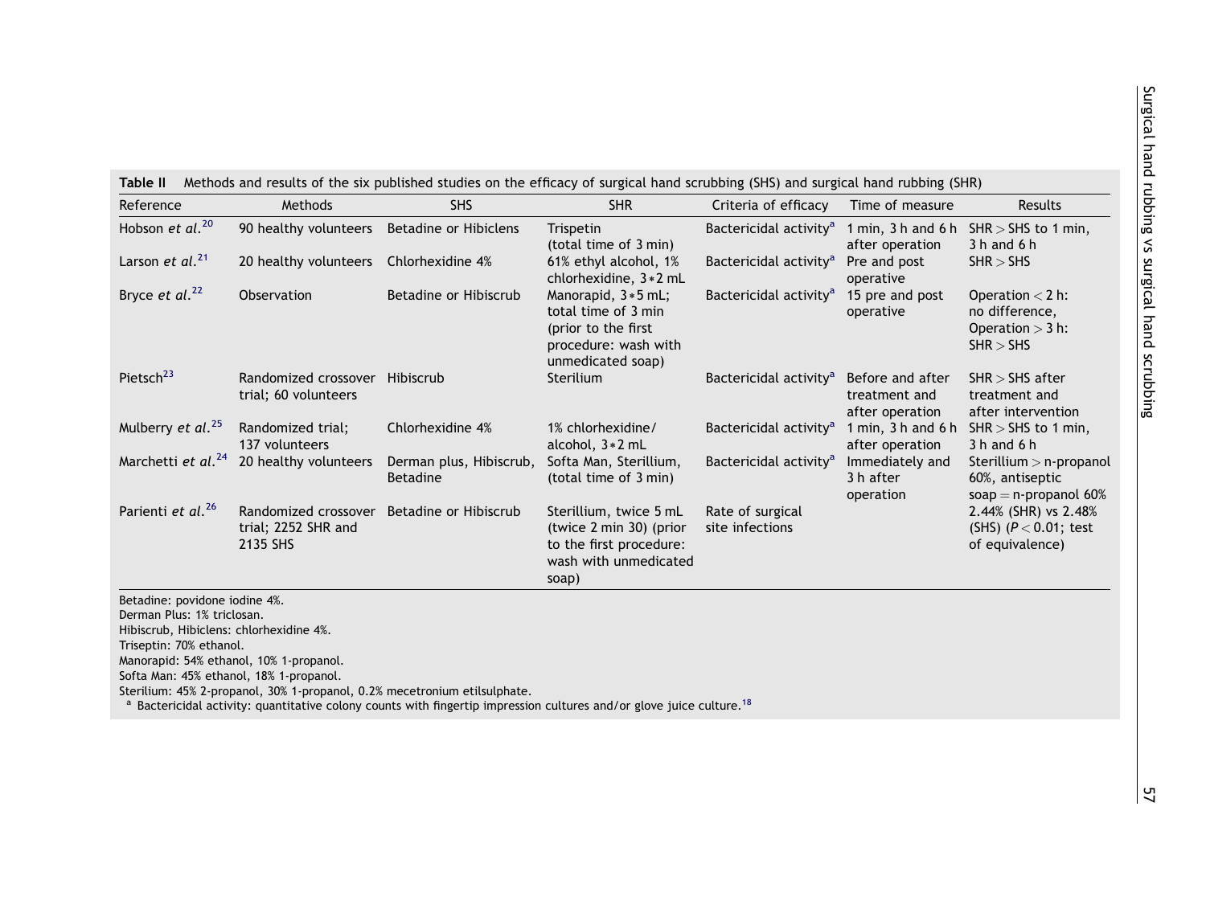**Table II** Methods and results of the six published studies on the efficacy of surgical hand scrubbing (SHS) and surgical hand rubbing (SHR)

| Reference | Methods | SHS | SHR | Criteria of efficacy | Time of measure | Results |
|---|---|---|---|---|---|---|
| Hobson *et al.*[20] | 90 healthy volunteers | Betadine or Hibiclens | Trispetin (total time of 3 min) | Bactericidal activity[a] | 1 min, 3 h and 6 h after operation | SHR > SHS to 1 min, 3 h and 6 h |
| Larson *et al.*[21] | 20 healthy volunteers | Chlorhexidine 4% | 61% ethyl alcohol, 1% chlorhexidine, 3*2 mL | Bactericidal activity[a] | Pre and post operative | SHR > SHS |
| Bryce *et al.*[22] | Observation | Betadine or Hibiscrub | Manorapid, 3*5 mL; total time of 3 min (prior to the first procedure: wash with unmedicated soap) | Bactericidal activity[a] | 15 pre and post operative | Operation < 2 h: no difference, Operation > 3 h: SHR > SHS |
| Pietsch[23] | Randomized crossover trial; 60 volunteers | Hibiscrub | Sterilium | Bactericidal activity[a] | Before and after treatment and after operation | SHR > SHS after treatment and after intervention |
| Mulberry *et al.*[25] | Randomized trial; 137 volunteers | Chlorhexidine 4% | 1% chlorhexidine/ alcohol, 3*2 mL | Bactericidal activity[a] | 1 min, 3 h and 6 h after operation | SHR > SHS to 1 min, 3 h and 6 h |
| Marchetti *et al.*[24] | 20 healthy volunteers | Derman plus, Hibiscrub, Betadine | Softa Man, Sterillium, (total time of 3 min) | Bactericidal activity[a] | Immediately and 3 h after operation | Sterillium > n-propanol 60%, antiseptic soap = n-propanol 60% |
| Parienti *et al.*[26] | Randomized crossover trial; 2252 SHR and 2135 SHS | Betadine or Hibiscrub | Sterillium, twice 5 mL (twice 2 min 30) (prior to the first procedure: wash with unmedicated soap) | Rate of surgical site infections | | 2.44% (SHR) vs 2.48% (SHS) ($P < 0.01$; test of equivalence) |

Betadine: povidone iodine 4%.
Derman Plus: 1% triclosan.
Hibiscrub, Hibiclens: chlorhexidine 4%.
Triseptin: 70% ethanol.
Manorapid: 54% ethanol, 10% 1-propanol.
Softa Man: 45% ethanol, 18% 1-propanol.
Sterilium: 45% 2-propanol, 30% 1-propanol, 0.2% mecetronium etilsulphate.
[a] Bactericidal activity: quantitative colony counts with fingertip impression cultures and/or glove juice culture.[18]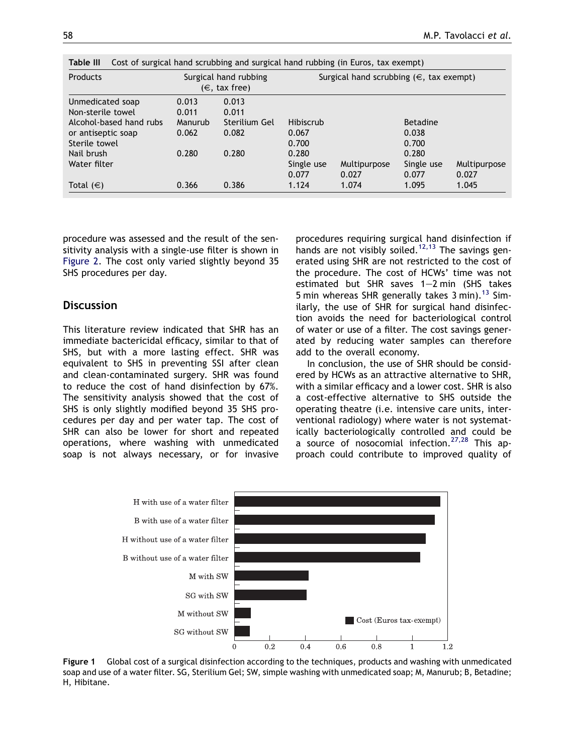**Table III** Cost of surgical hand scrubbing and surgical hand rubbing (in Euros, tax exempt)

| Products | Surgical hand rubbing (€, tax free) | | Surgical hand scrubbing (€, tax exempt) | | | |
|---|---|---|---|---|---|---|
| Unmedicated soap | 0.013 | 0.013 | | | | |
| Non-sterile towel | 0.011 | 0.011 | | | | |
| Alcohol-based hand rubs or antiseptic soap | Manurub 0.062 | Sterilium Gel 0.082 | Hibiscrub 0.067 | | Betadine 0.038 | |
| Sterile towel | | | 0.700 | | 0.700 | |
| Nail brush | 0.280 | 0.280 | 0.280 | | 0.280 | |
| Water filter | | | Single use 0.077 | Multipurpose 0.027 | Single use 0.077 | Multipurpose 0.027 |
| Total (€) | 0.366 | 0.386 | 1.124 | 1.074 | 1.095 | 1.045 |

procedure was assessed and the result of the sensitivity analysis with a single-use filter is shown in Figure 2. The cost only varied slightly beyond 35 SHS procedures per day.

## Discussion

This literature review indicated that SHR has an immediate bactericidal efficacy, similar to that of SHS, but with a more lasting effect. SHR was equivalent to SHS in preventing SSI after clean and clean-contaminated surgery. SHR was found to reduce the cost of hand disinfection by 67%. The sensitivity analysis showed that the cost of SHS is only slightly modified beyond 35 SHS procedures per day and per water tap. The cost of SHR can also be lower for short and repeated operations, where washing with unmedicated soap is not always necessary, or for invasive procedures requiring surgical hand disinfection if hands are not visibly soiled.[12,13] The savings generated using SHR are not restricted to the cost of the procedure. The cost of HCWs' time was not estimated but SHR saves 1–2 min (SHS takes 5 min whereas SHR generally takes 3 min).[13] Similarly, the use of SHR for surgical hand disinfection avoids the need for bacteriological control of water or use of a filter. The cost savings generated by reducing water samples can therefore add to the overall economy.

In conclusion, the use of SHR should be considered by HCWs as an attractive alternative to SHR, with a similar efficacy and a lower cost. SHR is also a cost-effective alternative to SHS outside the operating theatre (i.e. intensive care units, interventional radiology) where water is not systematically bacteriologically controlled and could be a source of nosocomial infection.[27,28] This approach could contribute to improved quality of

**Figure 1** Global cost of a surgical disinfection according to the techniques, products and washing with unmedicated soap and use of a water filter. SG, Sterilium Gel; SW, simple washing with unmedicated soap; M, Manurub; B, Betadine; H, Hibitane.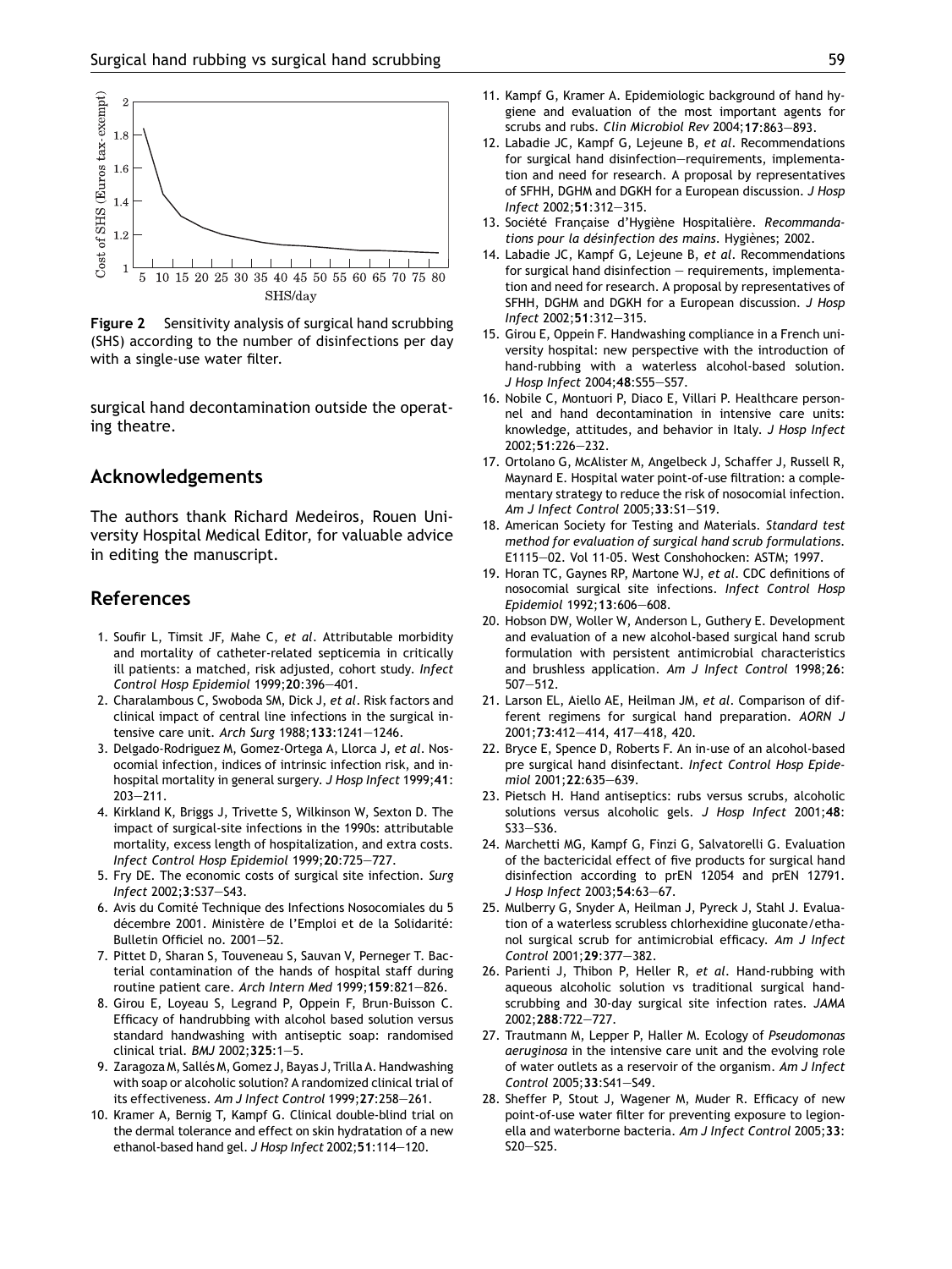Cost of SHS (Euros tax-exempt)

2

1.8

1.6

1.4

1.2

1

5 10 15 20 25 30 35 40 45 50 55 60 65 70 75 80

SHS/day

**Figure 2** Sensitivity analysis of surgical hand scrubbing (SHS) according to the number of disinfections per day with a single-use water filter.

surgical hand decontamination outside the operating theatre.

## Acknowledgements

The authors thank Richard Medeiros, Rouen University Hospital Medical Editor, for valuable advice in editing the manuscript.

## References

1. Soufir L, Timsit JF, Mahe C, *et al*. Attributable morbidity and mortality of catheter-related septicemia in critically ill patients: a matched, risk adjusted, cohort study. *Infect Control Hosp Epidemiol* 1999;**20**:396—401.
2. Charalambous C, Swoboda SM, Dick J, *et al*. Risk factors and clinical impact of central line infections in the surgical intensive care unit. *Arch Surg* 1988;**133**:1241—1246.
3. Delgado-Rodriguez M, Gomez-Ortega A, Llorca J, *et al*. Nosocomial infection, indices of intrinsic infection risk, and in-hospital mortality in general surgery. *J Hosp Infect* 1999;**41**: 203—211.
4. Kirkland K, Briggs J, Trivette S, Wilkinson W, Sexton D. The impact of surgical-site infections in the 1990s: attributable mortality, excess length of hospitalization, and extra costs. *Infect Control Hosp Epidemiol* 1999;**20**:725—727.
5. Fry DE. The economic costs of surgical site infection. *Surg Infect* 2002;**3**:S37—S43.
6. Avis du Comité Technique des Infections Nosocomiales du 5 décembre 2001. Ministère de l'Emploi et de la Solidarité: Bulletin Officiel no. 2001—52.
7. Pittet D, Sharan S, Touveneau S, Sauvan V, Perneger T. Bacterial contamination of the hands of hospital staff during routine patient care. *Arch Intern Med* 1999;**159**:821—826.
8. Girou E, Loyeau S, Legrand P, Oppein F, Brun-Buisson C. Efficacy of handrubbing with alcohol based solution versus standard handwashing with antiseptic soap: randomised clinical trial. *BMJ* 2002;**325**:1—5.
9. Zaragoza M, Sallés M, Gomez J, Bayas J, Trilla A. Handwashing with soap or alcoholic solution? A randomized clinical trial of its effectiveness. *Am J Infect Control* 1999;**27**:258—261.
10. Kramer A, Bernig T, Kampf G. Clinical double-blind trial on the dermal tolerance and effect on skin hydratation of a new ethanol-based hand gel. *J Hosp Infect* 2002;**51**:114—120.
11. Kampf G, Kramer A. Epidemiologic background of hand hygiene and evaluation of the most important agents for scrubs and rubs. *Clin Microbiol Rev* 2004;**17**:863—893.
12. Labadie JC, Kampf G, Lejeune B, *et al*. Recommendations for surgical hand disinfection—requirements, implementation and need for research. A proposal by representatives of SFHH, DGHM and DGKH for a European discussion. *J Hosp Infect* 2002;**51**:312—315.
13. Société Française d'Hygiène Hospitalière. *Recommandations pour la désinfection des mains*. Hygiènes; 2002.
14. Labadie JC, Kampf G, Lejeune B, *et al*. Recommendations for surgical hand disinfection — requirements, implementation and need for research. A proposal by representatives of SFHH, DGHM and DGKH for a European discussion. *J Hosp Infect* 2002;**51**:312—315.
15. Girou E, Oppein F. Handwashing compliance in a French university hospital: new perspective with the introduction of hand-rubbing with a waterless alcohol-based solution. *J Hosp Infect* 2004;**48**:S55—S57.
16. Nobile C, Montuori P, Diaco E, Villari P. Healthcare personnel and hand decontamination in intensive care units: knowledge, attitudes, and behavior in Italy. *J Hosp Infect* 2002;**51**:226—232.
17. Ortolano G, McAlister M, Angelbeck J, Schaffer J, Russell R, Maynard E. Hospital water point-of-use filtration: a complementary strategy to reduce the risk of nosocomial infection. *Am J Infect Control* 2005;**33**:S1—S19.
18. American Society for Testing and Materials. *Standard test method for evaluation of surgical hand scrub formulations*. E1115—02. Vol 11-05. West Conshohocken: ASTM; 1997.
19. Horan TC, Gaynes RP, Martone WJ, *et al*. CDC definitions of nosocomial surgical site infections. *Infect Control Hosp Epidemiol* 1992;**13**:606—608.
20. Hobson DW, Woller W, Anderson L, Guthery E. Development and evaluation of a new alcohol-based surgical hand scrub formulation with persistent antimicrobial characteristics and brushless application. *Am J Infect Control* 1998;**26**: 507—512.
21. Larson EL, Aiello AE, Heilman JM, *et al*. Comparison of different regimens for surgical hand preparation. *AORN J* 2001;**73**:412—414, 417—418, 420.
22. Bryce E, Spence D, Roberts F. An in-use of an alcohol-based pre surgical hand disinfectant. *Infect Control Hosp Epidemiol* 2001;**22**:635—639.
23. Pietsch H. Hand antiseptics: rubs versus scrubs, alcoholic solutions versus alcoholic gels. *J Hosp Infect* 2001;**48**: S33—S36.
24. Marchetti MG, Kampf G, Finzi G, Salvatorelli G. Evaluation of the bactericidal effect of five products for surgical hand disinfection according to prEN 12054 and prEN 12791. *J Hosp Infect* 2003;**54**:63—67.
25. Mulberry G, Snyder A, Heilman J, Pyreck J, Stahl J. Evaluation of a waterless scrubless chlorhexidine gluconate/ethanol surgical scrub for antimicrobial efficacy. *Am J Infect Control* 2001;**29**:377—382.
26. Parienti J, Thibon P, Heller R, *et al*. Hand-rubbing with aqueous alcoholic solution vs traditional surgical hand-scrubbing and 30-day surgical site infection rates. *JAMA* 2002;**288**:722—727.
27. Trautmann M, Lepper P, Haller M. Ecology of *Pseudomonas aeruginosa* in the intensive care unit and the evolving role of water outlets as a reservoir of the organism. *Am J Infect Control* 2005;**33**:S41—S49.
28. Sheffer P, Stout J, Wagener M, Muder R. Efficacy of new point-of-use water filter for preventing exposure to legionella and waterborne bacteria. *Am J Infect Control* 2005;**33**: S20—S25.